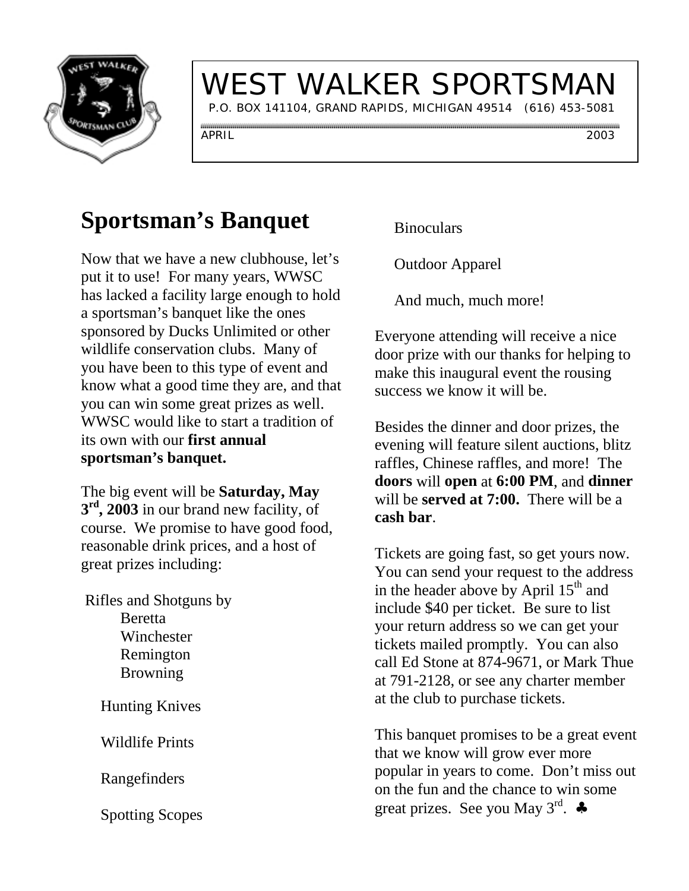# WEST WALKER SPORTSMAN

P.O. BOX 141104, GRAND RAPIDS, MICHIGAN 49514 (616) 453-5081

APRIL 2003

## Sportsman's Banquet

Now that we have a new clubhouse, let's put it to use! For many years, WWSC has lacked a facility large enough to hold a sportsman's banquet like the ones sponsored by Ducks Unlimited or other wildlife conservation clubs. Many of you have been to this type of event and know what a good time they are, and that you can win some great prizes as well. WWSC would like to start a tradition of its own with our **first annual sportsman's banquet.**

The big event will be **Saturday, May 3rd, 2003** in our brand new facility, of course. We promise to have good food, reasonable drink prices, and a host of great prizes including:

Rifles and Shotguns by
- Beretta
- Winchester
- Remington
- Browning

Hunting Knives

Wildlife Prints

Rangefinders

Spotting Scopes

Binoculars

Outdoor Apparel

And much, much more!

Everyone attending will receive a nice door prize with our thanks for helping to make this inaugural event the rousing success we know it will be.

Besides the dinner and door prizes, the evening will feature silent auctions, blitz raffles, Chinese raffles, and more! The **doors** will **open** at **6:00 PM**, and **dinner** will be **served at 7:00.** There will be a **cash bar**.

Tickets are going fast, so get yours now. You can send your request to the address in the header above by April 15th and include $40 per ticket. Be sure to list your return address so we can get your tickets mailed promptly. You can also call Ed Stone at 874-9671, or Mark Thue at 791-2128, or see any charter member at the club to purchase tickets.

This banquet promises to be a great event that we know will grow ever more popular in years to come. Don't miss out on the fun and the chance to win some great prizes. See you May 3rd. ♣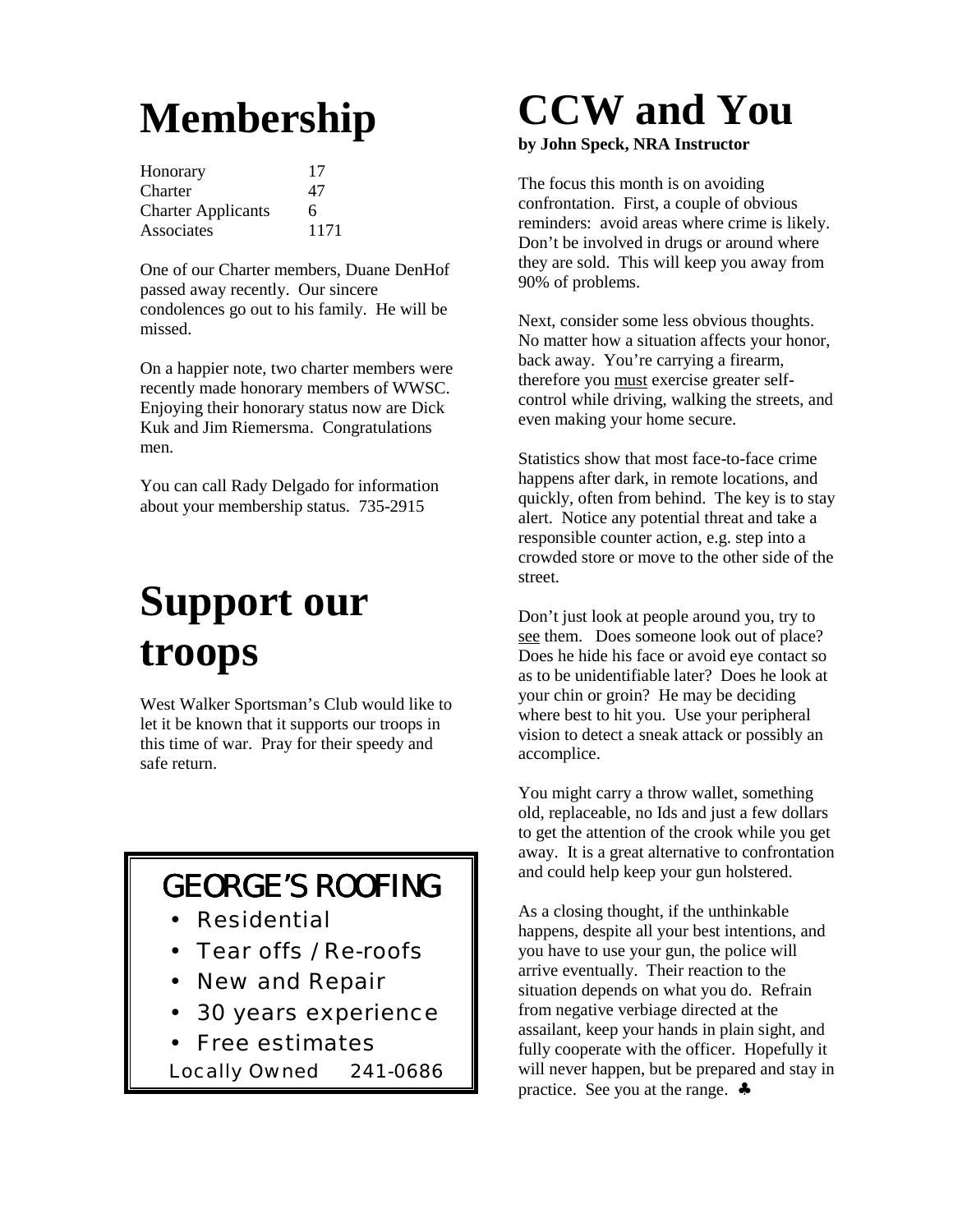# Membership

| | |
|---|---|
| Honorary | 17 |
| Charter | 47 |
| Charter Applicants | 6 |
| Associates | 1171 |

One of our Charter members, Duane DenHof passed away recently. Our sincere condolences go out to his family. He will be missed.

On a happier note, two charter members were recently made honorary members of WWSC. Enjoying their honorary status now are Dick Kuk and Jim Riemersma. Congratulations men.

You can call Rady Delgado for information about your membership status. 735-2915

# Support our troops

West Walker Sportsman's Club would like to let it be known that it supports our troops in this time of war. Pray for their speedy and safe return.

## GEORGE'S ROOFING

- Residential
- Tear offs / Re-roofs
- New and Repair
- 30 years experience
- Free estimates

Locally Owned 241-0686

# CCW and You

**by John Speck, NRA Instructor**

The focus this month is on avoiding confrontation. First, a couple of obvious reminders: avoid areas where crime is likely. Don't be involved in drugs or around where they are sold. This will keep you away from 90% of problems.

Next, consider some less obvious thoughts. No matter how a situation affects your honor, back away. You're carrying a firearm, therefore you <u>must</u> exercise greater self-control while driving, walking the streets, and even making your home secure.

Statistics show that most face-to-face crime happens after dark, in remote locations, and quickly, often from behind. The key is to stay alert. Notice any potential threat and take a responsible counter action, e.g. step into a crowded store or move to the other side of the street.

Don't just look at people around you, try to <u>see</u> them. Does someone look out of place? Does he hide his face or avoid eye contact so as to be unidentifiable later? Does he look at your chin or groin? He may be deciding where best to hit you. Use your peripheral vision to detect a sneak attack or possibly an accomplice.

You might carry a throw wallet, something old, replaceable, no Ids and just a few dollars to get the attention of the crook while you get away. It is a great alternative to confrontation and could help keep your gun holstered.

As a closing thought, if the unthinkable happens, despite all your best intentions, and you have to use your gun, the police will arrive eventually. Their reaction to the situation depends on what you do. Refrain from negative verbiage directed at the assailant, keep your hands in plain sight, and fully cooperate with the officer. Hopefully it will never happen, but be prepared and stay in practice. See you at the range. ♣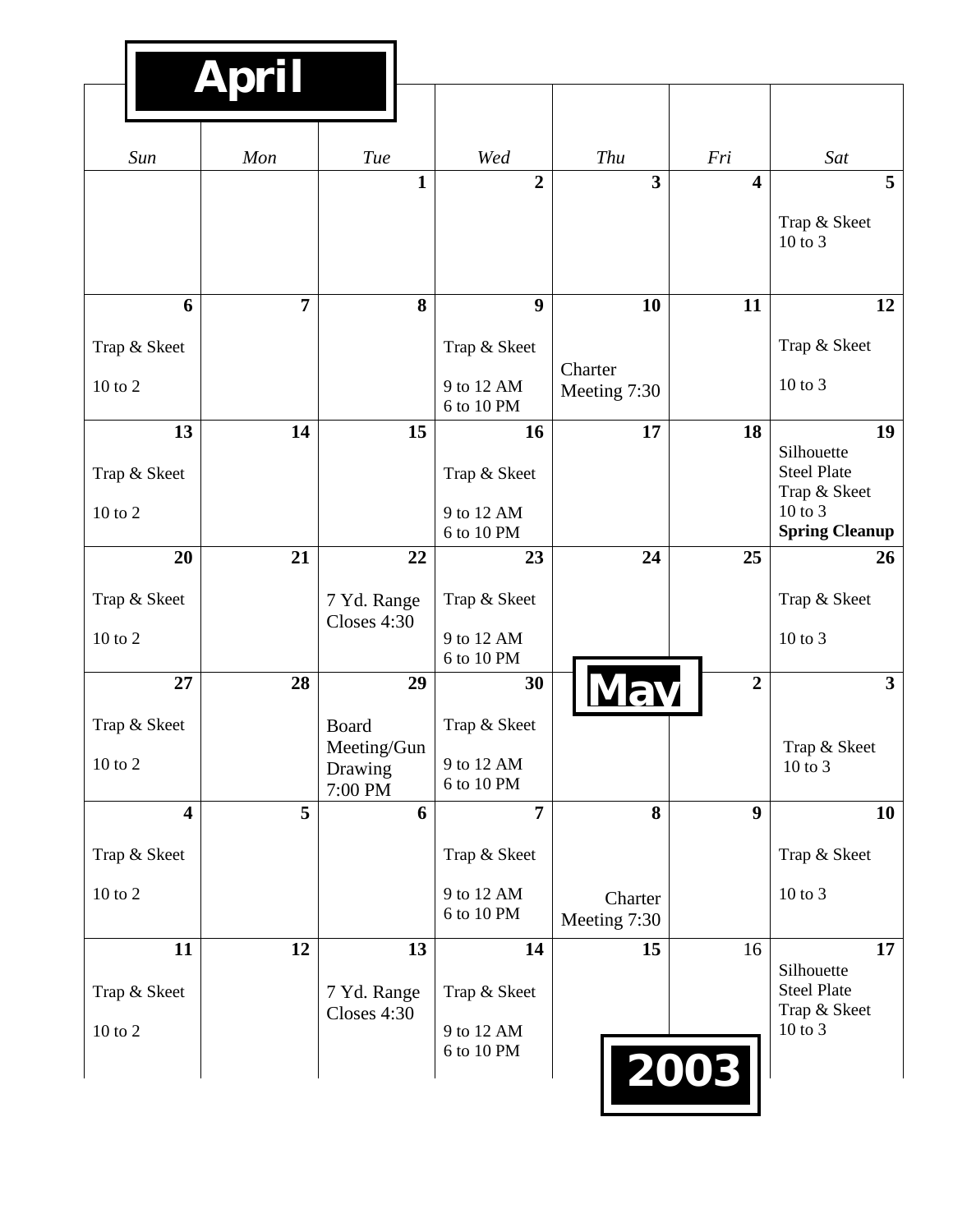# April

# May

# 2003

| Sun | Mon | Tue | Wed | Thu | Fri | Sat |
|---|---|---|---|---|---|---|
| | | **1** | **2** | **3** | **4** | **5** Trap & Skeet 10 to 3 |
| **6** Trap & Skeet 10 to 2 | **7** | **8** | **9** Trap & Skeet 9 to 12 AM 6 to 10 PM | **10** Charter Meeting 7:30 | **11** | **12** Trap & Skeet 10 to 3 |
| **13** Trap & Skeet 10 to 2 | **14** | **15** | **16** Trap & Skeet 9 to 12 AM 6 to 10 PM | **17** | **18** | **19** Silhouette Steel Plate Trap & Skeet 10 to 3 **Spring Cleanup** |
| **20** Trap & Skeet 10 to 2 | **21** | **22** 7 Yd. Range Closes 4:30 | **23** Trap & Skeet 9 to 12 AM 6 to 10 PM | **24** | **25** | **26** Trap & Skeet 10 to 3 |
| **27** Trap & Skeet 10 to 2 | **28** | **29** Board Meeting/Gun Drawing 7:00 PM | **30** Trap & Skeet 9 to 12 AM 6 to 10 PM | | **2** | **3** Trap & Skeet 10 to 3 |
| **4** Trap & Skeet 10 to 2 | **5** | **6** | **7** Trap & Skeet 9 to 12 AM 6 to 10 PM | **8** Charter Meeting 7:30 | **9** | **10** Trap & Skeet 10 to 3 |
| **11** Trap & Skeet 10 to 2 | **12** | **13** 7 Yd. Range Closes 4:30 | **14** Trap & Skeet 9 to 12 AM 6 to 10 PM | **15** | 16 | **17** Silhouette Steel Plate Trap & Skeet 10 to 3 |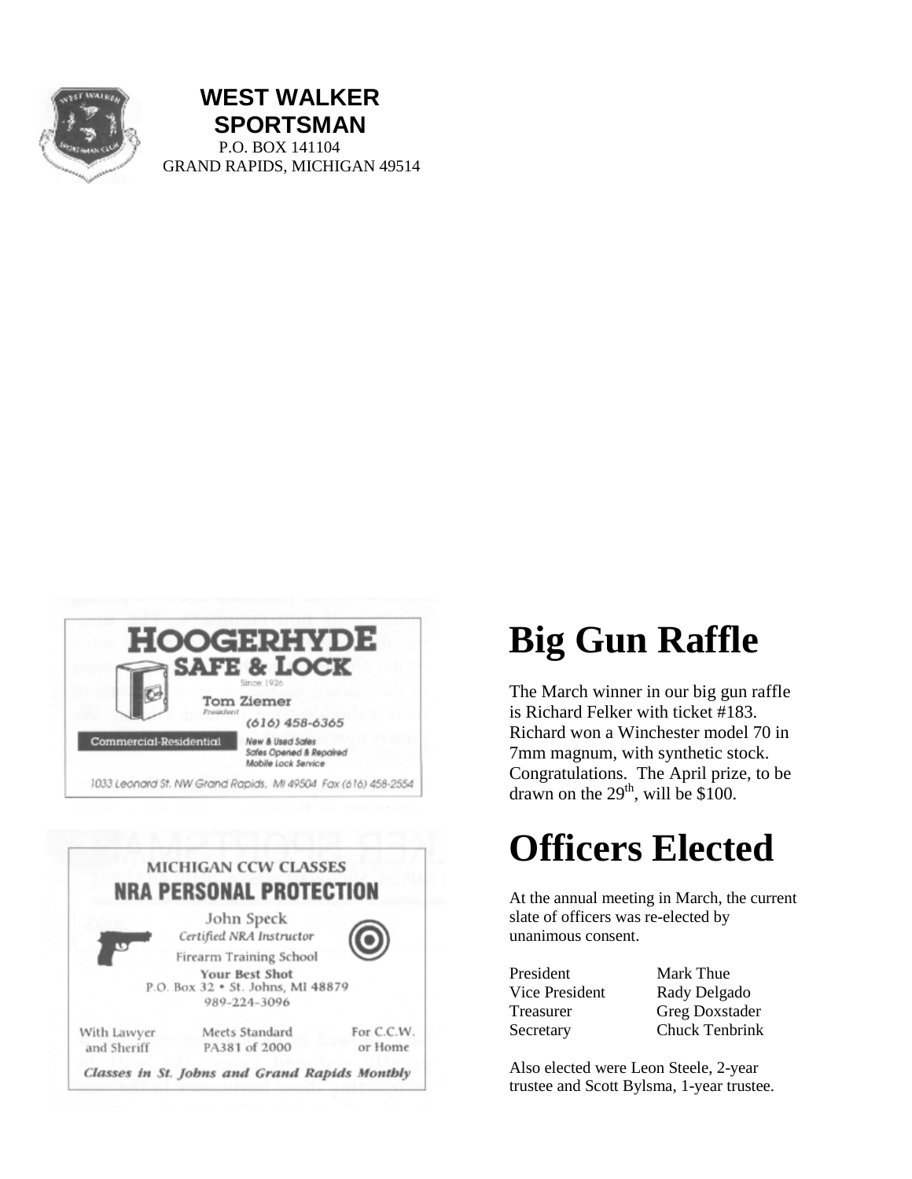**WEST WALKER SPORTSMAN**

P.O. BOX 141104
GRAND RAPIDS, MICHIGAN 49514

**HOOGERHYDE SAFE & LOCK**

Since 1926

Tom Ziemer
President

(616) 458-6365

Commercial-Residential

New & Used Safes
Safes Opened & Repaired
Mobile Lock Service

1033 Leonard St. NW Grand Rapids, MI 49504 Fax (616) 458-2554

**MICHIGAN CCW CLASSES**

**NRA PERSONAL PROTECTION**

John Speck
*Certified NRA Instructor*
Firearm Training School
**Your Best Shot**
P.O. Box 32 • St. Johns, MI 48879
989-224-3096

With Lawyer and Sheriff — Meets Standard PA381 of 2000 — For C.C.W. or Home

***Classes in St. Johns and Grand Rapids Monthly***

# Big Gun Raffle

The March winner in our big gun raffle is Richard Felker with ticket #183. Richard won a Winchester model 70 in 7mm magnum, with synthetic stock. Congratulations. The April prize, to be drawn on the 29th, will be $100.

# Officers Elected

At the annual meeting in March, the current slate of officers was re-elected by unanimous consent.

| | |
|---|---|
| President | Mark Thue |
| Vice President | Rady Delgado |
| Treasurer | Greg Doxstader |
| Secretary | Chuck Tenbrink |

Also elected were Leon Steele, 2-year trustee and Scott Bylsma, 1-year trustee.